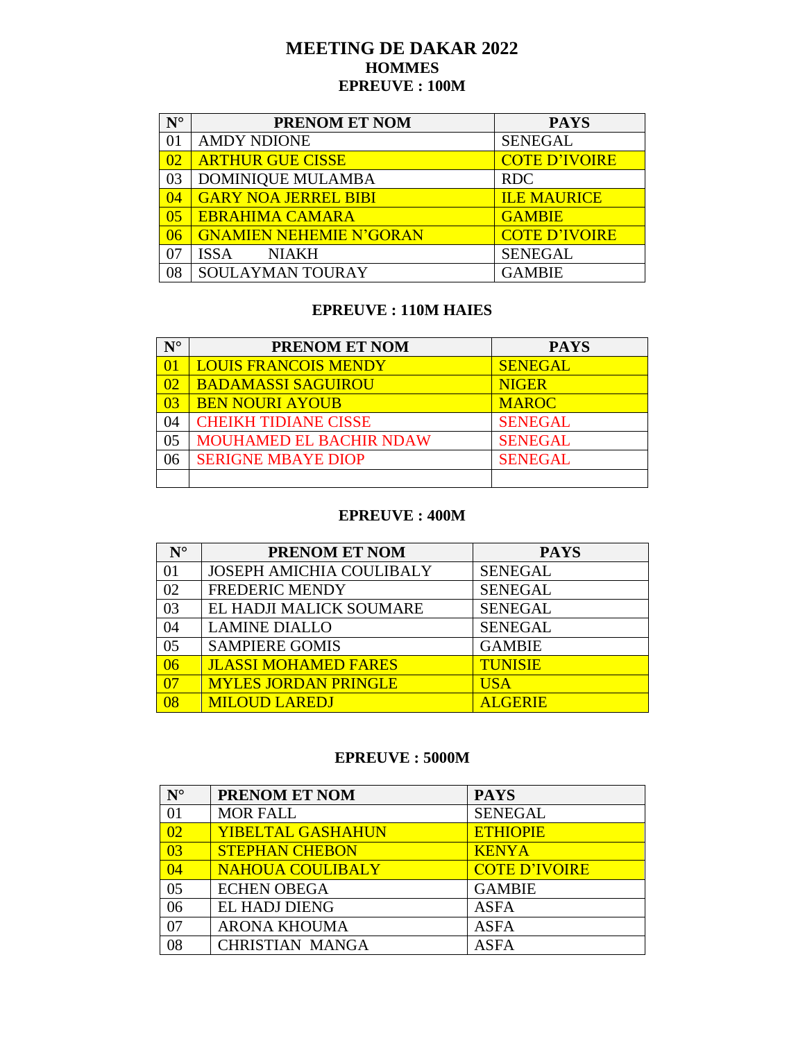# MEETING DE DAKAR 2022

## HOMMES

### EPREUVE : 100M

| N° | PRENOM ET NOM | PAYS |
|---|---|---|
| 01 | AMDY NDIONE | SENEGAL |
| 02 | ARTHUR GUE CISSE | COTE D'IVOIRE |
| 03 | DOMINIQUE MULAMBA | RDC |
| 04 | GARY NOA JERREL BIBI | ILE MAURICE |
| 05 | EBRAHIMA CAMARA | GAMBIE |
| 06 | GNAMIEN NEHEMIE N'GORAN | COTE D'IVOIRE |
| 07 | ISSA NIAKH | SENEGAL |
| 08 | SOULAYMAN TOURAY | GAMBIE |

### EPREUVE : 110M HAIES

| N° | PRENOM ET NOM | PAYS |
|---|---|---|
| 01 | LOUIS FRANCOIS MENDY | SENEGAL |
| 02 | BADAMASSI SAGUIROU | NIGER |
| 03 | BEN NOURI AYOUB | MAROC |
| 04 | CHEIKH TIDIANE CISSE | SENEGAL |
| 05 | MOUHAMED EL BACHIR NDAW | SENEGAL |
| 06 | SERIGNE MBAYE DIOP | SENEGAL |
| | | |

### EPREUVE : 400M

| N° | PRENOM ET NOM | PAYS |
|---|---|---|
| 01 | JOSEPH AMICHIA COULIBALY | SENEGAL |
| 02 | FREDERIC MENDY | SENEGAL |
| 03 | EL HADJI MALICK SOUMARE | SENEGAL |
| 04 | LAMINE DIALLO | SENEGAL |
| 05 | SAMPIERE GOMIS | GAMBIE |
| 06 | JLASSI MOHAMED FARES | TUNISIE |
| 07 | MYLES JORDAN PRINGLE | USA |
| 08 | MILOUD LAREDJ | ALGERIE |

### EPREUVE : 5000M

| N° | PRENOM ET NOM | PAYS |
|---|---|---|
| 01 | MOR FALL | SENEGAL |
| 02 | YIBELTAL GASHAHUN | ETHIOPIE |
| 03 | STEPHAN CHEBON | KENYA |
| 04 | NAHOUA COULIBALY | COTE D'IVOIRE |
| 05 | ECHEN OBEGA | GAMBIE |
| 06 | EL HADJ DIENG | ASFA |
| 07 | ARONA KHOUMA | ASFA |
| 08 | CHRISTIAN MANGA | ASFA |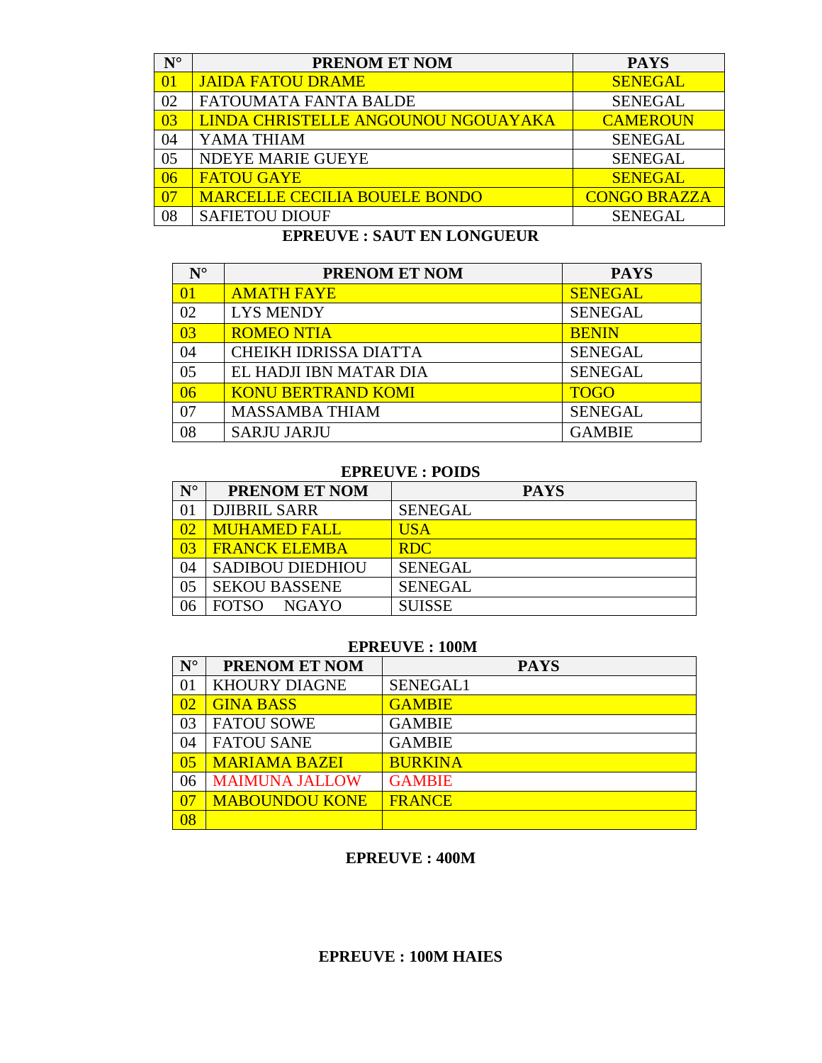| N° | PRENOM ET NOM | PAYS |
|---|---|---|
| 01 | JAIDA FATOU DRAME | SENEGAL |
| 02 | FATOUMATA FANTA BALDE | SENEGAL |
| 03 | LINDA CHRISTELLE ANGOUNOU NGOUAYAKA | CAMEROUN |
| 04 | YAMA THIAM | SENEGAL |
| 05 | NDEYE MARIE GUEYE | SENEGAL |
| 06 | FATOU GAYE | SENEGAL |
| 07 | MARCELLE CECILIA BOUELE BONDO | CONGO BRAZZA |
| 08 | SAFIETOU DIOUF | SENEGAL |

**EPREUVE : SAUT EN LONGUEUR**

| N° | PRENOM ET NOM | PAYS |
|---|---|---|
| 01 | AMATH FAYE | SENEGAL |
| 02 | LYS MENDY | SENEGAL |
| 03 | ROMEO NTIA | BENIN |
| 04 | CHEIKH IDRISSA DIATTA | SENEGAL |
| 05 | EL HADJI IBN MATAR DIA | SENEGAL |
| 06 | KONU BERTRAND KOMI | TOGO |
| 07 | MASSAMBA THIAM | SENEGAL |
| 08 | SARJU JARJU | GAMBIE |

**EPREUVE : POIDS**

| N° | PRENOM ET NOM | PAYS |
|---|---|---|
| 01 | DJIBRIL SARR | SENEGAL |
| 02 | MUHAMED FALL | USA |
| 03 | FRANCK ELEMBA | RDC |
| 04 | SADIBOU DIEDHIOU | SENEGAL |
| 05 | SEKOU BASSENE | SENEGAL |
| 06 | FOTSO NGAYO | SUISSE |

**EPREUVE : 100M**

| N° | PRENOM ET NOM | PAYS |
|---|---|---|
| 01 | KHOURY DIAGNE | SENEGAL1 |
| 02 | GINA BASS | GAMBIE |
| 03 | FATOU SOWE | GAMBIE |
| 04 | FATOU SANE | GAMBIE |
| 05 | MARIAMA BAZEI | BURKINA |
| 06 | MAIMUNA JALLOW | GAMBIE |
| 07 | MABOUNDOU KONE | FRANCE |
| 08 | | |

**EPREUVE : 400M**

**EPREUVE : 100M HAIES**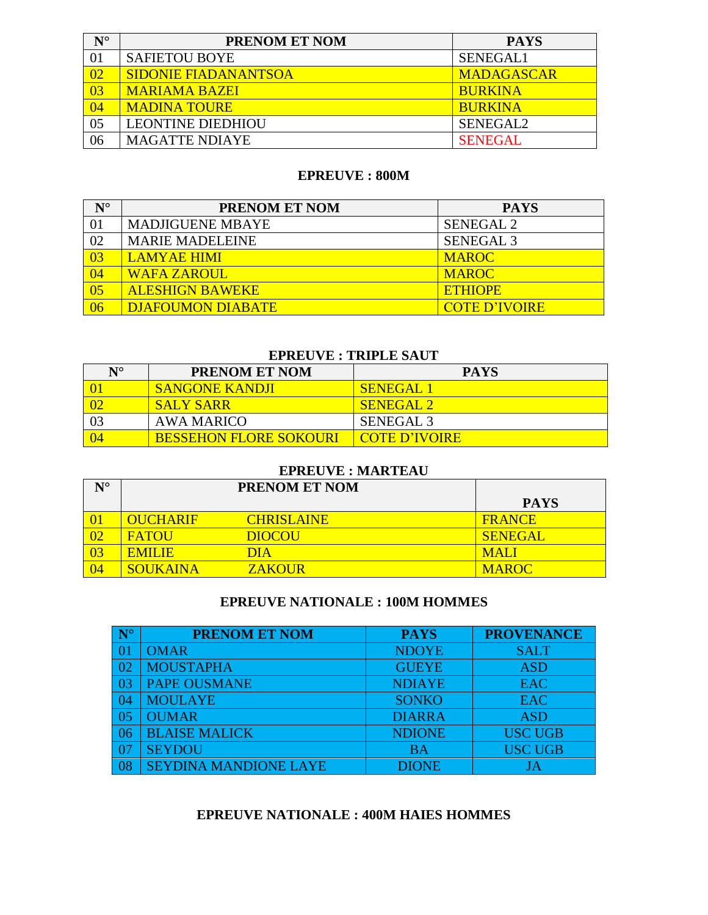| N° | PRENOM ET NOM | PAYS |
|---|---|---|
| 01 | SAFIETOU BOYE | SENEGAL1 |
| 02 | SIDONIE FIADANANTSOA | MADAGASCAR |
| 03 | MARIAMA BAZEI | BURKINA |
| 04 | MADINA TOURE | BURKINA |
| 05 | LEONTINE DIEDHIOU | SENEGAL2 |
| 06 | MAGATTE NDIAYE | SENEGAL |

### EPREUVE : 800M

| N° | PRENOM ET NOM | PAYS |
|---|---|---|
| 01 | MADJIGUENE MBAYE | SENEGAL 2 |
| 02 | MARIE MADELEINE | SENEGAL 3 |
| 03 | LAMYAE HIMI | MAROC |
| 04 | WAFA ZAROUL | MAROC |
| 05 | ALESHIGN BAWEKE | ETHIOPE |
| 06 | DJAFOUMON DIABATE | COTE D'IVOIRE |

### EPREUVE : TRIPLE SAUT

| N° | PRENOM ET NOM | PAYS |
|---|---|---|
| 01 | SANGONE KANDJI | SENEGAL 1 |
| 02 | SALY SARR | SENEGAL 2 |
| 03 | AWA MARICO | SENEGAL 3 |
| 04 | BESSEHON FLORE SOKOURI | COTE D'IVOIRE |

### EPREUVE : MARTEAU

| N° | PRENOM ET NOM | | PAYS |
|---|---|---|---|
| 01 | OUCHARIF | CHRISLAINE | FRANCE |
| 02 | FATOU | DIOCOU | SENEGAL |
| 03 | EMILIE | DIA | MALI |
| 04 | SOUKAINA | ZAKOUR | MAROC |

### EPREUVE NATIONALE : 100M HOMMES

| N° | PRENOM ET NOM | PAYS | PROVENANCE |
|---|---|---|---|
| 01 | OMAR | NDOYE | SALT |
| 02 | MOUSTAPHA | GUEYE | ASD |
| 03 | PAPE OUSMANE | NDIAYE | EAC |
| 04 | MOULAYE | SONKO | EAC |
| 05 | OUMAR | DIARRA | ASD |
| 06 | BLAISE MALICK | NDIONE | USC UGB |
| 07 | SEYDOU | BA | USC UGB |
| 08 | SEYDINA MANDIONE LAYE | DIONE | JA |

### EPREUVE NATIONALE : 400M HAIES HOMMES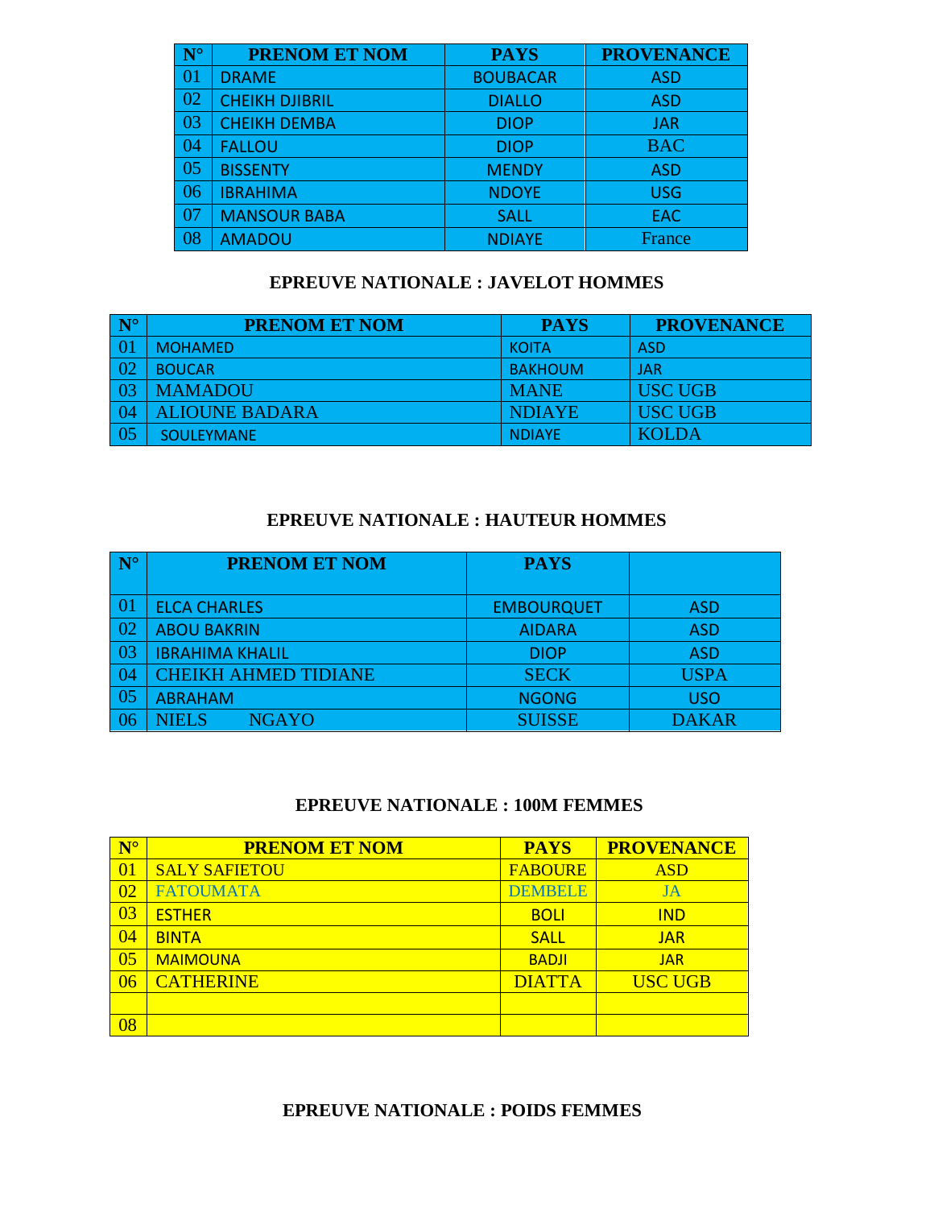| N° | PRENOM ET NOM | PAYS | PROVENANCE |
| --- | --- | --- | --- |
| 01 | DRAME | BOUBACAR | ASD |
| 02 | CHEIKH DJIBRIL | DIALLO | ASD |
| 03 | CHEIKH DEMBA | DIOP | JAR |
| 04 | FALLOU | DIOP | BAC |
| 05 | BISSENTY | MENDY | ASD |
| 06 | IBRAHIMA | NDOYE | USG |
| 07 | MANSOUR BABA | SALL | EAC |
| 08 | AMADOU | NDIAYE | France |

**EPREUVE NATIONALE : JAVELOT HOMMES**

| N° | PRENOM ET NOM | PAYS | PROVENANCE |
| --- | --- | --- | --- |
| 01 | MOHAMED | KOITA | ASD |
| 02 | BOUCAR | BAKHOUM | JAR |
| 03 | MAMADOU | MANE | USC UGB |
| 04 | ALIOUNE BADARA | NDIAYE | USC UGB |
| 05 | SOULEYMANE | NDIAYE | KOLDA |

**EPREUVE NATIONALE : HAUTEUR HOMMES**

| N° | PRENOM ET NOM | PAYS | |
| --- | --- | --- | --- |
| 01 | ELCA CHARLES | EMBOURQUET | ASD |
| 02 | ABOU BAKRIN | AIDARA | ASD |
| 03 | IBRAHIMA KHALIL | DIOP | ASD |
| 04 | CHEIKH AHMED TIDIANE | SECK | USPA |
| 05 | ABRAHAM | NGONG | USO |
| 06 | NIELS NGAYO | SUISSE | DAKAR |

**EPREUVE NATIONALE : 100M FEMMES**

| N° | PRENOM ET NOM | PAYS | PROVENANCE |
| --- | --- | --- | --- |
| 01 | SALY SAFIETOU | FABOURE | ASD |
| 02 | FATOUMATA | DEMBELE | JA |
| 03 | ESTHER | BOLI | IND |
| 04 | BINTA | SALL | JAR |
| 05 | MAIMOUNA | BADJI | JAR |
| 06 | CATHERINE | DIATTA | USC UGB |
| | | | |
| 08 | | | |

**EPREUVE NATIONALE : POIDS FEMMES**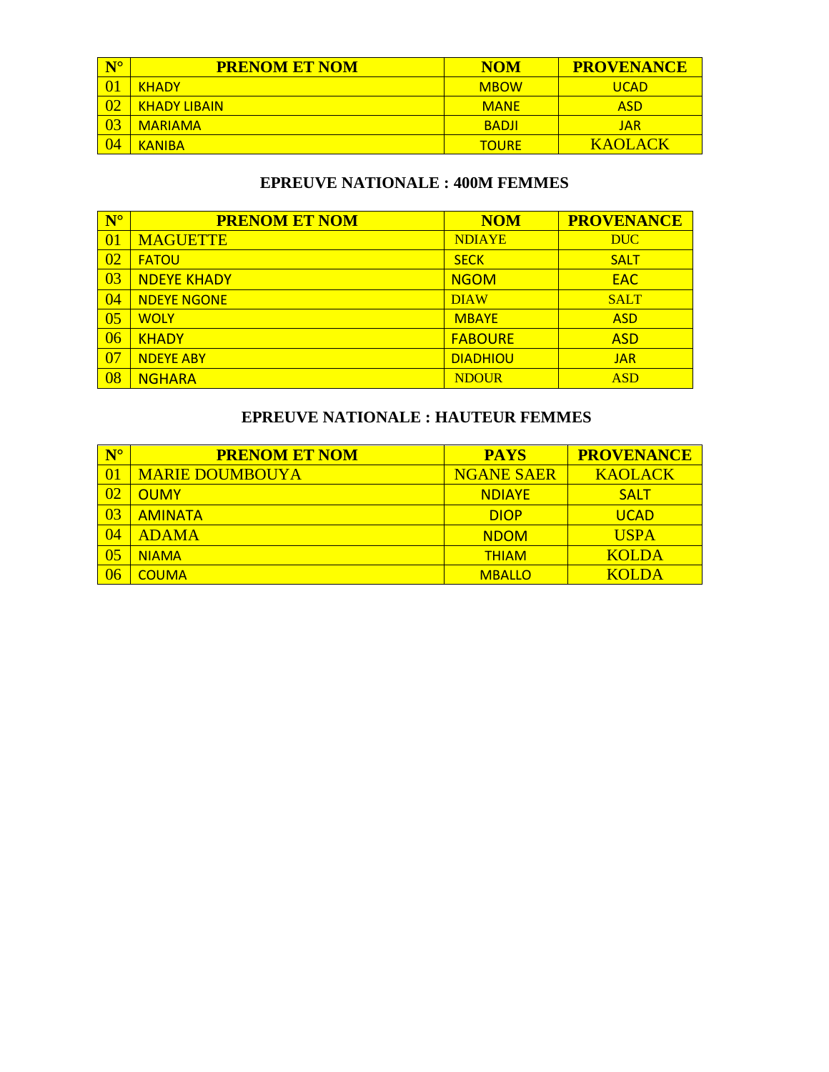| N° | PRENOM ET NOM | NOM | PROVENANCE |
|---|---|---|---|
| 01 | KHADY | MBOW | UCAD |
| 02 | KHADY LIBAIN | MANE | ASD |
| 03 | MARIAMA | BADJI | JAR |
| 04 | KANIBA | TOURE | KAOLACK |

### EPREUVE NATIONALE : 400M FEMMES

| N° | PRENOM ET NOM | NOM | PROVENANCE |
|---|---|---|---|
| 01 | MAGUETTE | NDIAYE | DUC |
| 02 | FATOU | SECK | SALT |
| 03 | NDEYE KHADY | NGOM | EAC |
| 04 | NDEYE NGONE | DIAW | SALT |
| 05 | WOLY | MBAYE | ASD |
| 06 | KHADY | FABOURE | ASD |
| 07 | NDEYE ABY | DIADHIOU | JAR |
| 08 | NGHARA | NDOUR | ASD |

### EPREUVE NATIONALE : HAUTEUR FEMMES

| N° | PRENOM ET NOM | PAYS | PROVENANCE |
|---|---|---|---|
| 01 | MARIE DOUMBOUYA | NGANE SAER | KAOLACK |
| 02 | OUMY | NDIAYE | SALT |
| 03 | AMINATA | DIOP | UCAD |
| 04 | ADAMA | NDOM | USPA |
| 05 | NIAMA | THIAM | KOLDA |
| 06 | COUMA | MBALLO | KOLDA |